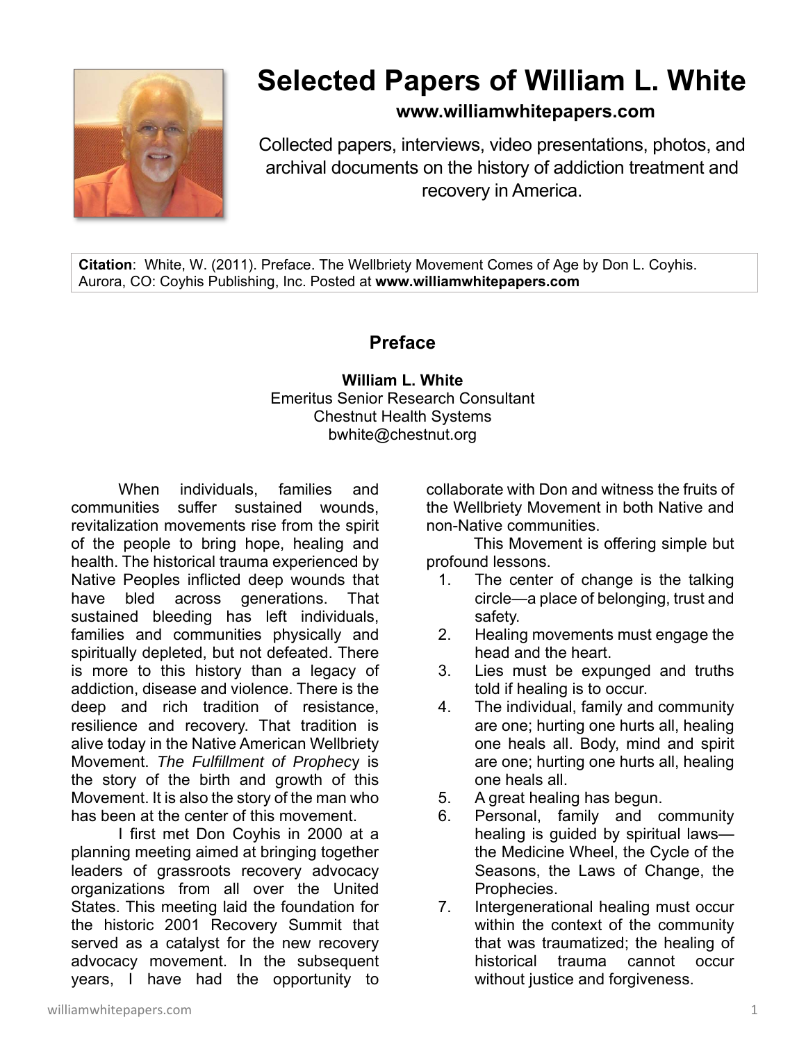# Selected Papers of William L. White

**www.williamwhitepapers.com**

Collected papers, interviews, video presentations, photos, and archival documents on the history of addiction treatment and recovery in America.

**Citation**: White, W. (2011). Preface. The Wellbriety Movement Comes of Age by Don L. Coyhis. Aurora, CO: Coyhis Publishing, Inc. Posted at **www.williamwhitepapers.com**

## Preface

**William L. White**
Emeritus Senior Research Consultant
Chestnut Health Systems
bwhite@chestnut.org

When individuals, families and communities suffer sustained wounds, revitalization movements rise from the spirit of the people to bring hope, healing and health. The historical trauma experienced by Native Peoples inflicted deep wounds that have bled across generations. That sustained bleeding has left individuals, families and communities physically and spiritually depleted, but not defeated. There is more to this history than a legacy of addiction, disease and violence. There is the deep and rich tradition of resistance, resilience and recovery. That tradition is alive today in the Native American Wellbriety Movement. *The Fulfillment of Prophecy* is the story of the birth and growth of this Movement. It is also the story of the man who has been at the center of this movement.

I first met Don Coyhis in 2000 at a planning meeting aimed at bringing together leaders of grassroots recovery advocacy organizations from all over the United States. This meeting laid the foundation for the historic 2001 Recovery Summit that served as a catalyst for the new recovery advocacy movement. In the subsequent years, I have had the opportunity to collaborate with Don and witness the fruits of the Wellbriety Movement in both Native and non-Native communities.

This Movement is offering simple but profound lessons.

1. The center of change is the talking circle—a place of belonging, trust and safety.
2. Healing movements must engage the head and the heart.
3. Lies must be expunged and truths told if healing is to occur.
4. The individual, family and community are one; hurting one hurts all, healing one heals all. Body, mind and spirit are one; hurting one hurts all, healing one heals all.
5. A great healing has begun.
6. Personal, family and community healing is guided by spiritual laws—the Medicine Wheel, the Cycle of the Seasons, the Laws of Change, the Prophecies.
7. Intergenerational healing must occur within the context of the community that was traumatized; the healing of historical trauma cannot occur without justice and forgiveness.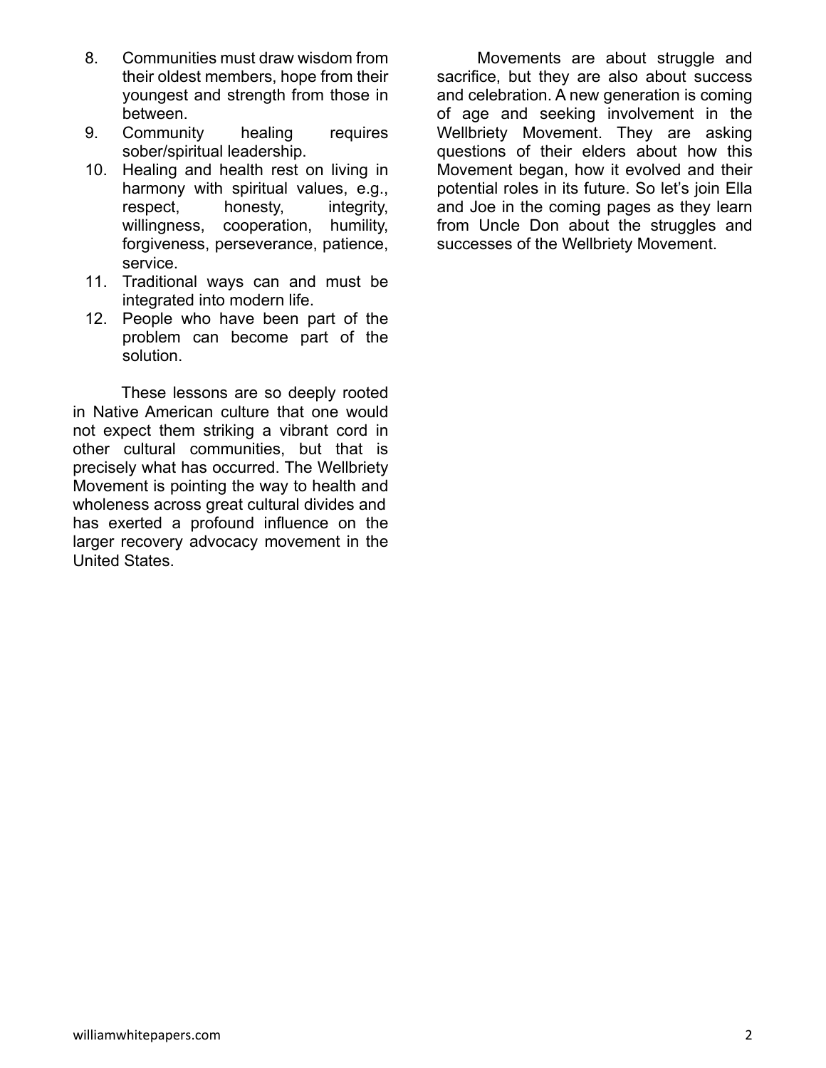8. Communities must draw wisdom from their oldest members, hope from their youngest and strength from those in between.
9. Community healing requires sober/spiritual leadership.
10. Healing and health rest on living in harmony with spiritual values, e.g., respect, honesty, integrity, willingness, cooperation, humility, forgiveness, perseverance, patience, service.
11. Traditional ways can and must be integrated into modern life.
12. People who have been part of the problem can become part of the solution.

These lessons are so deeply rooted in Native American culture that one would not expect them striking a vibrant cord in other cultural communities, but that is precisely what has occurred. The Wellbriety Movement is pointing the way to health and wholeness across great cultural divides and has exerted a profound influence on the larger recovery advocacy movement in the United States.

Movements are about struggle and sacrifice, but they are also about success and celebration. A new generation is coming of age and seeking involvement in the Wellbriety Movement. They are asking questions of their elders about how this Movement began, how it evolved and their potential roles in its future. So let's join Ella and Joe in the coming pages as they learn from Uncle Don about the struggles and successes of the Wellbriety Movement.